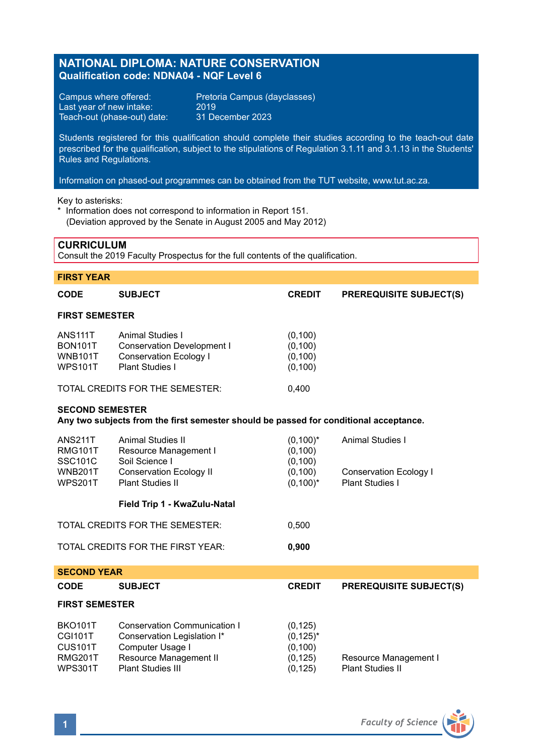# NATIONAL DIPLOMA: NATURE CONSERVATION

**Qualification code: NDNA04 - NQF Level 6**

Campus where offered: Pretoria Campus (dayclasses)
Last year of new intake: 2019
Teach-out (phase-out) date: 31 December 2023

Students registered for this qualification should complete their studies according to the teach-out date prescribed for the qualification, subject to the stipulations of Regulation 3.1.11 and 3.1.13 in the Students' Rules and Regulations.

Information on phased-out programmes can be obtained from the TUT website, www.tut.ac.za.

Key to asterisks:
* Information does not correspond to information in Report 151. (Deviation approved by the Senate in August 2005 and May 2012)

## CURRICULUM

Consult the 2019 Faculty Prospectus for the full contents of the qualification.

## FIRST YEAR

| CODE | SUBJECT | CREDIT | PREREQUISITE SUBJECT(S) |
|---|---|---|---|
| **FIRST SEMESTER** | | | |
| ANS111T | Animal Studies I | (0,100) | |
| BON101T | Conservation Development I | (0,100) | |
| WNB101T | Conservation Ecology I | (0,100) | |
| WPS101T | Plant Studies I | (0,100) | |
| TOTAL CREDITS FOR THE SEMESTER: | | 0,400 | |
| **SECOND SEMESTER** | | | |
| **Any two subjects from the first semester should be passed for conditional acceptance.** | | | |
| ANS211T | Animal Studies II | (0,100)* | Animal Studies I |
| RMG101T | Resource Management I | (0,100) | |
| SSC101C | Soil Science I | (0,100) | |
| WNB201T | Conservation Ecology II | (0,100) | Conservation Ecology I |
| WPS201T | Plant Studies II | (0,100)* | Plant Studies I |
| | **Field Trip 1 - KwaZulu-Natal** | | |
| TOTAL CREDITS FOR THE SEMESTER: | | 0,500 | |
| TOTAL CREDITS FOR THE FIRST YEAR: | | **0,900** | |

## SECOND YEAR

| CODE | SUBJECT | CREDIT | PREREQUISITE SUBJECT(S) |
|---|---|---|---|
| **FIRST SEMESTER** | | | |
| BKO101T | Conservation Communication I | (0,125) | |
| CGI101T | Conservation Legislation I* | (0,125)* | |
| CUS101T | Computer Usage I | (0,100) | |
| RMG201T | Resource Management II | (0,125) | Resource Management I |
| WPS301T | Plant Studies III | (0,125) | Plant Studies II |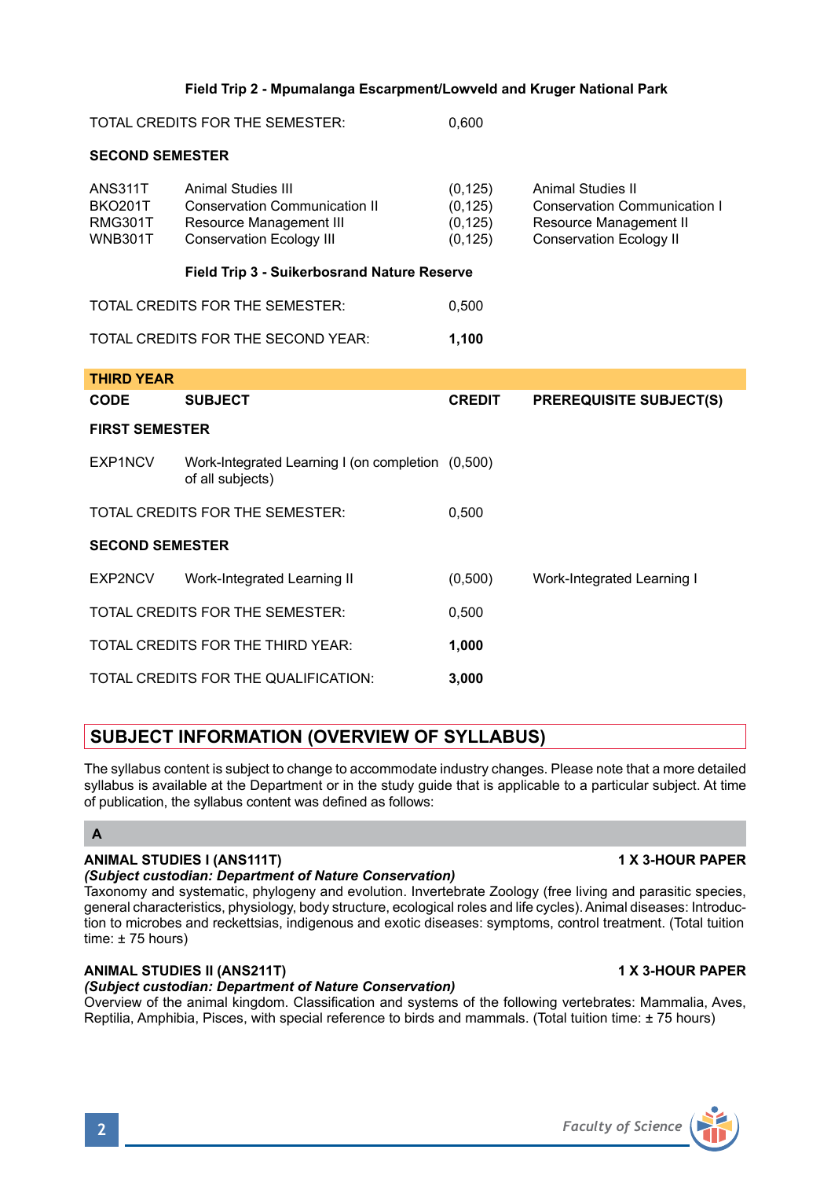**Field Trip 2 - Mpumalanga Escarpment/Lowveld and Kruger National Park**

| | | | |
|---|---|---|---|
| TOTAL CREDITS FOR THE SEMESTER: | | 0,600 | |
| **SECOND SEMESTER** | | | |
| ANS311T | Animal Studies III | (0,125) | Animal Studies II |
| BKO201T | Conservation Communication II | (0,125) | Conservation Communication I |
| RMG301T | Resource Management III | (0,125) | Resource Management II |
| WNB301T | Conservation Ecology III | (0,125) | Conservation Ecology II |
| | **Field Trip 3 - Suikerbosrand Nature Reserve** | | |
| TOTAL CREDITS FOR THE SEMESTER: | | 0,500 | |
| TOTAL CREDITS FOR THE SECOND YEAR: | | **1,100** | |

**THIRD YEAR**

| CODE | SUBJECT | CREDIT | PREREQUISITE SUBJECT(S) |
|---|---|---|---|
| **FIRST SEMESTER** | | | |
| EXP1NCV | Work-Integrated Learning I (on completion of all subjects) | (0,500) | |
| TOTAL CREDITS FOR THE SEMESTER: | | 0,500 | |
| **SECOND SEMESTER** | | | |
| EXP2NCV | Work-Integrated Learning II | (0,500) | Work-Integrated Learning I |
| TOTAL CREDITS FOR THE SEMESTER: | | 0,500 | |
| TOTAL CREDITS FOR THE THIRD YEAR: | | **1,000** | |
| TOTAL CREDITS FOR THE QUALIFICATION: | | **3,000** | |

## SUBJECT INFORMATION (OVERVIEW OF SYLLABUS)

The syllabus content is subject to change to accommodate industry changes. Please note that a more detailed syllabus is available at the Department or in the study guide that is applicable to a particular subject. At time of publication, the syllabus content was defined as follows:

### A

**ANIMAL STUDIES I (ANS111T)** **1 X 3-HOUR PAPER**

***(Subject custodian: Department of Nature Conservation)***

Taxonomy and systematic, phylogeny and evolution. Invertebrate Zoology (free living and parasitic species, general characteristics, physiology, body structure, ecological roles and life cycles). Animal diseases: Introduction to microbes and reckettsias, indigenous and exotic diseases: symptoms, control treatment. (Total tuition time: ± 75 hours)

**ANIMAL STUDIES II (ANS211T)** **1 X 3-HOUR PAPER**

***(Subject custodian: Department of Nature Conservation)***

Overview of the animal kingdom. Classification and systems of the following vertebrates: Mammalia, Aves, Reptilia, Amphibia, Pisces, with special reference to birds and mammals. (Total tuition time: ± 75 hours)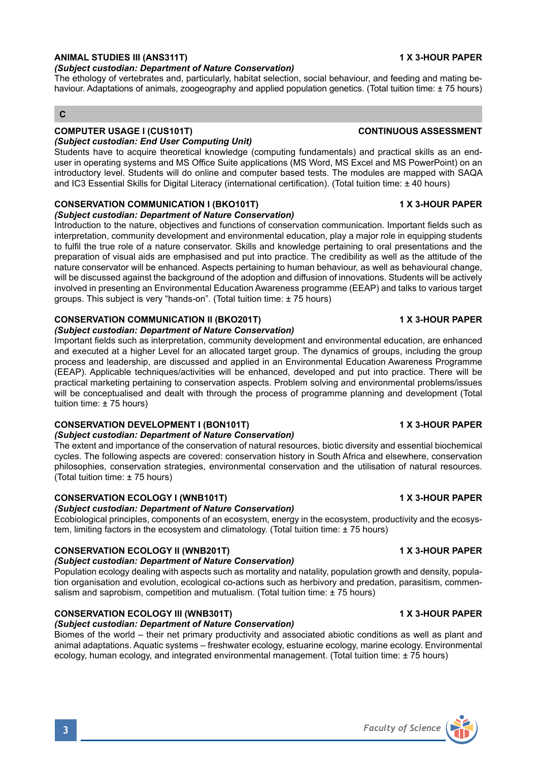### ANIMAL STUDIES III (ANS311T) — 1 X 3-HOUR PAPER

***(Subject custodian: Department of Nature Conservation)***

The ethology of vertebrates and, particularly, habitat selection, social behaviour, and feeding and mating behaviour. Adaptations of animals, zoogeography and applied population genetics. (Total tuition time: ± 75 hours)

## C

### COMPUTER USAGE I (CUS101T) — CONTINUOUS ASSESSMENT

***(Subject custodian: End User Computing Unit)***

Students have to acquire theoretical knowledge (computing fundamentals) and practical skills as an end-user in operating systems and MS Office Suite applications (MS Word, MS Excel and MS PowerPoint) on an introductory level. Students will do online and computer based tests. The modules are mapped with SAQA and IC3 Essential Skills for Digital Literacy (international certification). (Total tuition time: ± 40 hours)

### CONSERVATION COMMUNICATION I (BKO101T) — 1 X 3-HOUR PAPER

***(Subject custodian: Department of Nature Conservation)***

Introduction to the nature, objectives and functions of conservation communication. Important fields such as interpretation, community development and environmental education, play a major role in equipping students to fulfil the true role of a nature conservator. Skills and knowledge pertaining to oral presentations and the preparation of visual aids are emphasised and put into practice. The credibility as well as the attitude of the nature conservator will be enhanced. Aspects pertaining to human behaviour, as well as behavioural change, will be discussed against the background of the adoption and diffusion of innovations. Students will be actively involved in presenting an Environmental Education Awareness programme (EEAP) and talks to various target groups. This subject is very "hands-on". (Total tuition time: ± 75 hours)

### CONSERVATION COMMUNICATION II (BKO201T) — 1 X 3-HOUR PAPER

***(Subject custodian: Department of Nature Conservation)***

Important fields such as interpretation, community development and environmental education, are enhanced and executed at a higher Level for an allocated target group. The dynamics of groups, including the group process and leadership, are discussed and applied in an Environmental Education Awareness Programme (EEAP). Applicable techniques/activities will be enhanced, developed and put into practice. There will be practical marketing pertaining to conservation aspects. Problem solving and environmental problems/issues will be conceptualised and dealt with through the process of programme planning and development (Total tuition time: ± 75 hours)

### CONSERVATION DEVELOPMENT I (BON101T) — 1 X 3-HOUR PAPER

***(Subject custodian: Department of Nature Conservation)***

The extent and importance of the conservation of natural resources, biotic diversity and essential biochemical cycles. The following aspects are covered: conservation history in South Africa and elsewhere, conservation philosophies, conservation strategies, environmental conservation and the utilisation of natural resources. (Total tuition time: ± 75 hours)

### CONSERVATION ECOLOGY I (WNB101T) — 1 X 3-HOUR PAPER

***(Subject custodian: Department of Nature Conservation)***

Ecobiological principles, components of an ecosystem, energy in the ecosystem, productivity and the ecosystem, limiting factors in the ecosystem and climatology. (Total tuition time: ± 75 hours)

### CONSERVATION ECOLOGY II (WNB201T) — 1 X 3-HOUR PAPER

***(Subject custodian: Department of Nature Conservation)***

Population ecology dealing with aspects such as mortality and natality, population growth and density, population organisation and evolution, ecological co-actions such as herbivory and predation, parasitism, commensalism and saprobism, competition and mutualism. (Total tuition time: ± 75 hours)

### CONSERVATION ECOLOGY III (WNB301T) — 1 X 3-HOUR PAPER

***(Subject custodian: Department of Nature Conservation)***

Biomes of the world – their net primary productivity and associated abiotic conditions as well as plant and animal adaptations. Aquatic systems – freshwater ecology, estuarine ecology, marine ecology. Environmental ecology, human ecology, and integrated environmental management. (Total tuition time: ± 75 hours)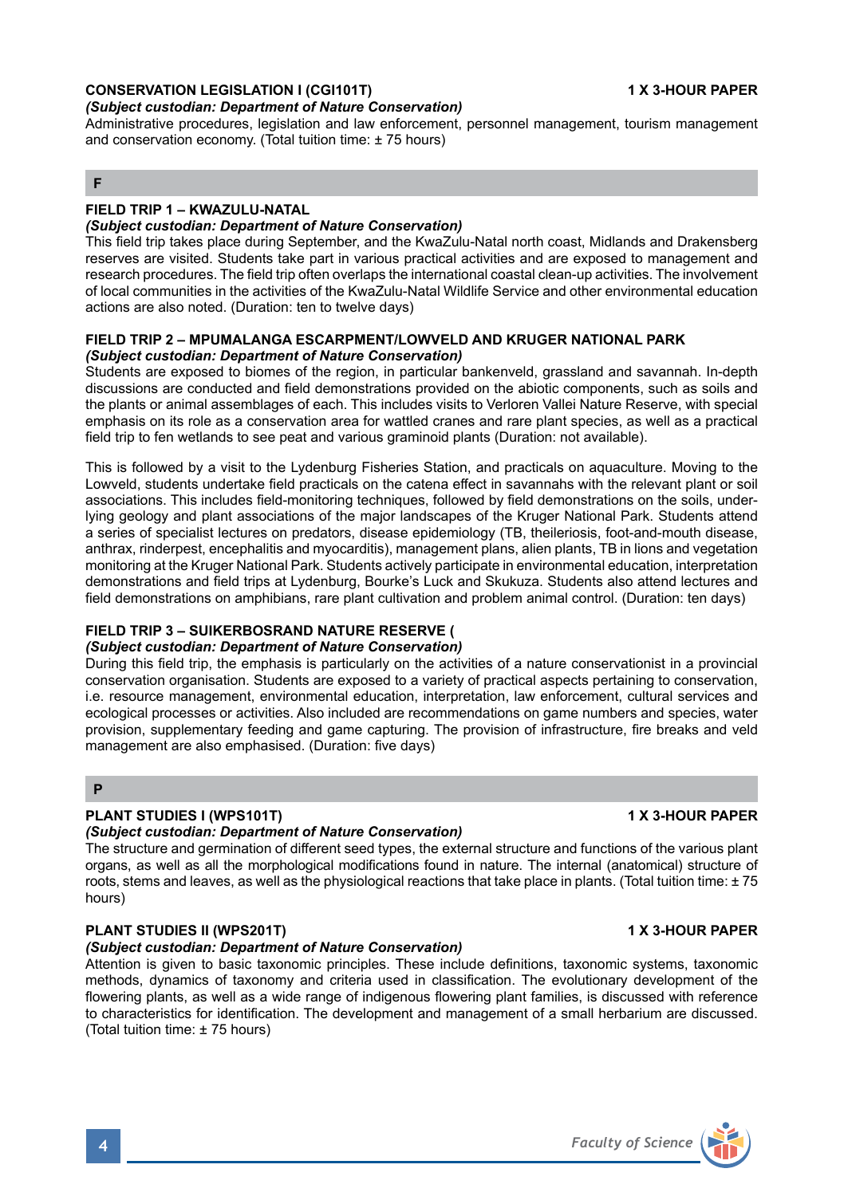**CONSERVATION LEGISLATION I (CGI101T)** **1 X 3-HOUR PAPER**

***(Subject custodian: Department of Nature Conservation)***

Administrative procedures, legislation and law enforcement, personnel management, tourism management and conservation economy. (Total tuition time: ± 75 hours)

## F

**FIELD TRIP 1 – KWAZULU-NATAL**

***(Subject custodian: Department of Nature Conservation)***

This field trip takes place during September, and the KwaZulu-Natal north coast, Midlands and Drakensberg reserves are visited. Students take part in various practical activities and are exposed to management and research procedures. The field trip often overlaps the international coastal clean-up activities. The involvement of local communities in the activities of the KwaZulu-Natal Wildlife Service and other environmental education actions are also noted. (Duration: ten to twelve days)

**FIELD TRIP 2 – MPUMALANGA ESCARPMENT/LOWVELD AND KRUGER NATIONAL PARK**

***(Subject custodian: Department of Nature Conservation)***

Students are exposed to biomes of the region, in particular bankenveld, grassland and savannah. In-depth discussions are conducted and field demonstrations provided on the abiotic components, such as soils and the plants or animal assemblages of each. This includes visits to Verloren Vallei Nature Reserve, with special emphasis on its role as a conservation area for wattled cranes and rare plant species, as well as a practical field trip to fen wetlands to see peat and various graminoid plants (Duration: not available).

This is followed by a visit to the Lydenburg Fisheries Station, and practicals on aquaculture. Moving to the Lowveld, students undertake field practicals on the catena effect in savannahs with the relevant plant or soil associations. This includes field-monitoring techniques, followed by field demonstrations on the soils, underlying geology and plant associations of the major landscapes of the Kruger National Park. Students attend a series of specialist lectures on predators, disease epidemiology (TB, theileriosis, foot-and-mouth disease, anthrax, rinderpest, encephalitis and myocarditis), management plans, alien plants, TB in lions and vegetation monitoring at the Kruger National Park. Students actively participate in environmental education, interpretation demonstrations and field trips at Lydenburg, Bourke's Luck and Skukuza. Students also attend lectures and field demonstrations on amphibians, rare plant cultivation and problem animal control. (Duration: ten days)

**FIELD TRIP 3 – SUIKERBOSRAND NATURE RESERVE (**

***(Subject custodian: Department of Nature Conservation)***

During this field trip, the emphasis is particularly on the activities of a nature conservationist in a provincial conservation organisation. Students are exposed to a variety of practical aspects pertaining to conservation, i.e. resource management, environmental education, interpretation, law enforcement, cultural services and ecological processes or activities. Also included are recommendations on game numbers and species, water provision, supplementary feeding and game capturing. The provision of infrastructure, fire breaks and veld management are also emphasised. (Duration: five days)

## P

**PLANT STUDIES I (WPS101T)** **1 X 3-HOUR PAPER**

***(Subject custodian: Department of Nature Conservation)***

The structure and germination of different seed types, the external structure and functions of the various plant organs, as well as all the morphological modifications found in nature. The internal (anatomical) structure of roots, stems and leaves, as well as the physiological reactions that take place in plants. (Total tuition time: ± 75 hours)

**PLANT STUDIES II (WPS201T)** **1 X 3-HOUR PAPER**

***(Subject custodian: Department of Nature Conservation)***

Attention is given to basic taxonomic principles. These include definitions, taxonomic systems, taxonomic methods, dynamics of taxonomy and criteria used in classification. The evolutionary development of the flowering plants, as well as a wide range of indigenous flowering plant families, is discussed with reference to characteristics for identification. The development and management of a small herbarium are discussed. (Total tuition time: ± 75 hours)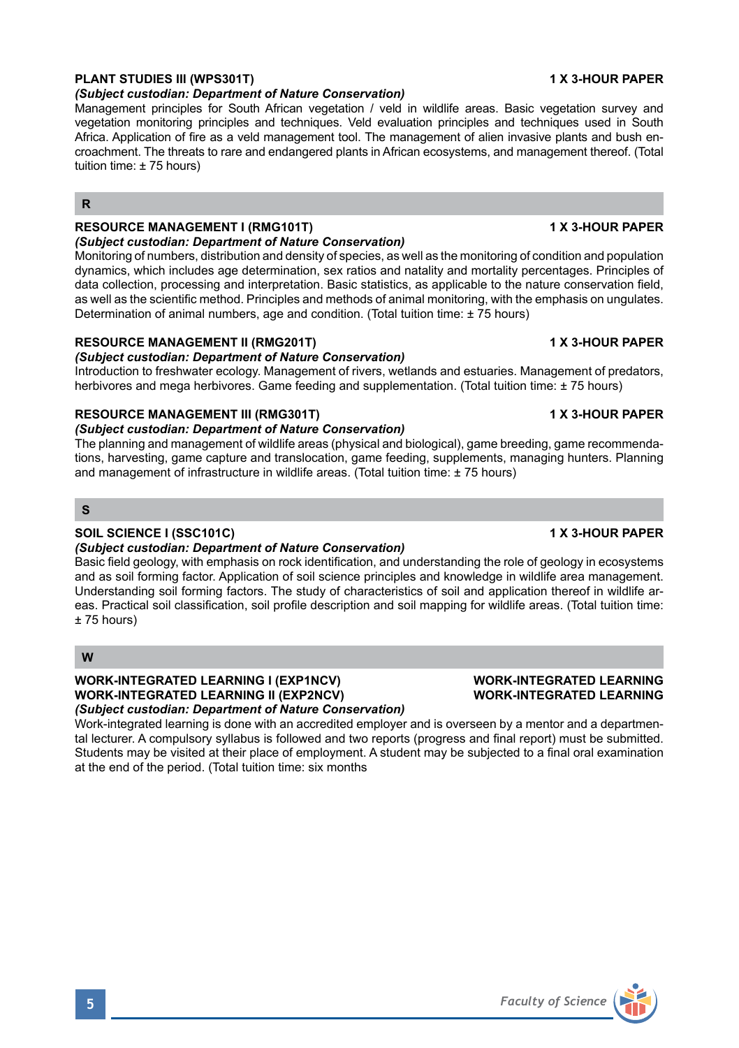**PLANT STUDIES III (WPS301T)** **1 X 3-HOUR PAPER**

***(Subject custodian: Department of Nature Conservation)***

Management principles for South African vegetation / veld in wildlife areas. Basic vegetation survey and vegetation monitoring principles and techniques. Veld evaluation principles and techniques used in South Africa. Application of fire as a veld management tool. The management of alien invasive plants and bush encroachment. The threats to rare and endangered plants in African ecosystems, and management thereof. (Total tuition time: ± 75 hours)

## R

**RESOURCE MANAGEMENT I (RMG101T)** **1 X 3-HOUR PAPER**

***(Subject custodian: Department of Nature Conservation)***

Monitoring of numbers, distribution and density of species, as well as the monitoring of condition and population dynamics, which includes age determination, sex ratios and natality and mortality percentages. Principles of data collection, processing and interpretation. Basic statistics, as applicable to the nature conservation field, as well as the scientific method. Principles and methods of animal monitoring, with the emphasis on ungulates. Determination of animal numbers, age and condition. (Total tuition time: ± 75 hours)

**RESOURCE MANAGEMENT II (RMG201T)** **1 X 3-HOUR PAPER**

***(Subject custodian: Department of Nature Conservation)***

Introduction to freshwater ecology. Management of rivers, wetlands and estuaries. Management of predators, herbivores and mega herbivores. Game feeding and supplementation. (Total tuition time: ± 75 hours)

**RESOURCE MANAGEMENT III (RMG301T)** **1 X 3-HOUR PAPER**

***(Subject custodian: Department of Nature Conservation)***

The planning and management of wildlife areas (physical and biological), game breeding, game recommendations, harvesting, game capture and translocation, game feeding, supplements, managing hunters. Planning and management of infrastructure in wildlife areas. (Total tuition time: ± 75 hours)

## S

**SOIL SCIENCE I (SSC101C)** **1 X 3-HOUR PAPER**

***(Subject custodian: Department of Nature Conservation)***

Basic field geology, with emphasis on rock identification, and understanding the role of geology in ecosystems and as soil forming factor. Application of soil science principles and knowledge in wildlife area management. Understanding soil forming factors. The study of characteristics of soil and application thereof in wildlife areas. Practical soil classification, soil profile description and soil mapping for wildlife areas. (Total tuition time: ± 75 hours)

## W

**WORK-INTEGRATED LEARNING I (EXP1NCV)** **WORK-INTEGRATED LEARNING**
**WORK-INTEGRATED LEARNING II (EXP2NCV)** **WORK-INTEGRATED LEARNING**

***(Subject custodian: Department of Nature Conservation)***

Work-integrated learning is done with an accredited employer and is overseen by a mentor and a departmental lecturer. A compulsory syllabus is followed and two reports (progress and final report) must be submitted. Students may be visited at their place of employment. A student may be subjected to a final oral examination at the end of the period. (Total tuition time: six months